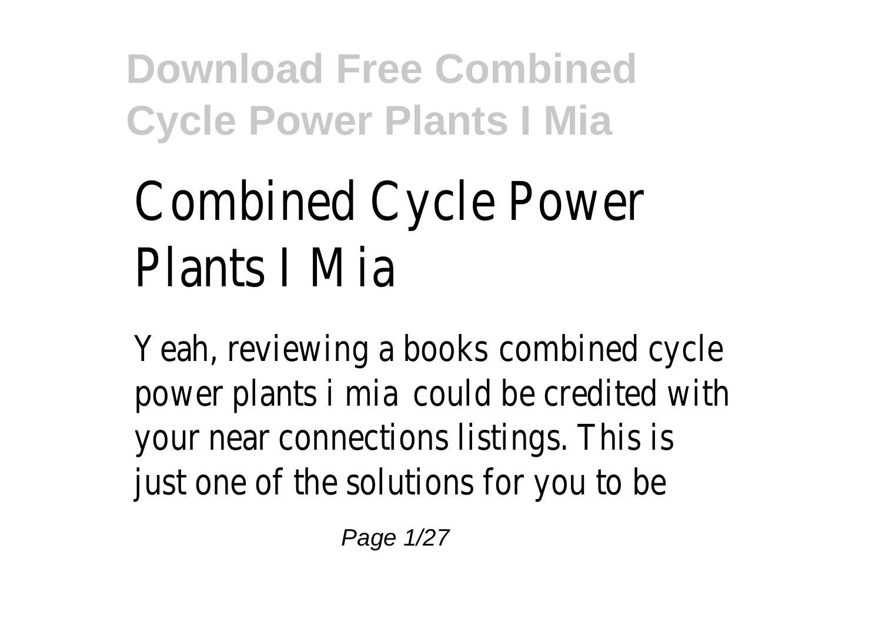# Combined Cycle Power Plants I Mia

Yeah, reviewing a books combined cycle power plants i mia could be credited with your near connections listings. This is just one of the solutions for you to be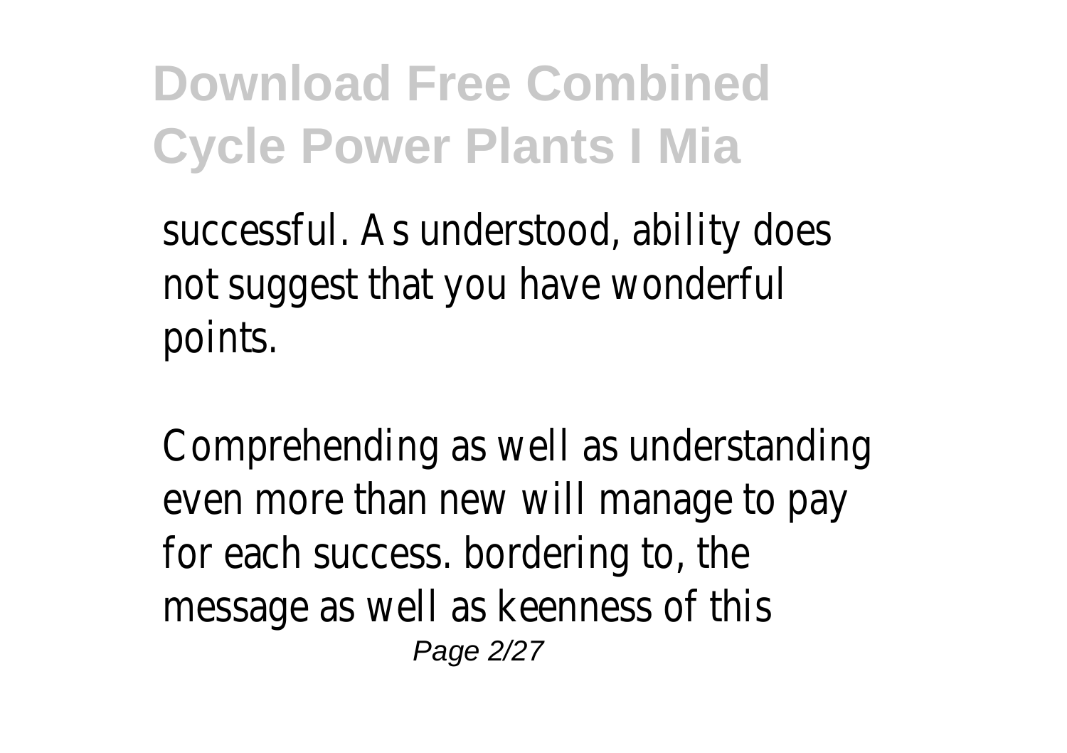successful. As understood, ability does not suggest that you have wonderful points.

Comprehending as well as understanding even more than new will manage to pay for each success. bordering to, the message as well as keenness of this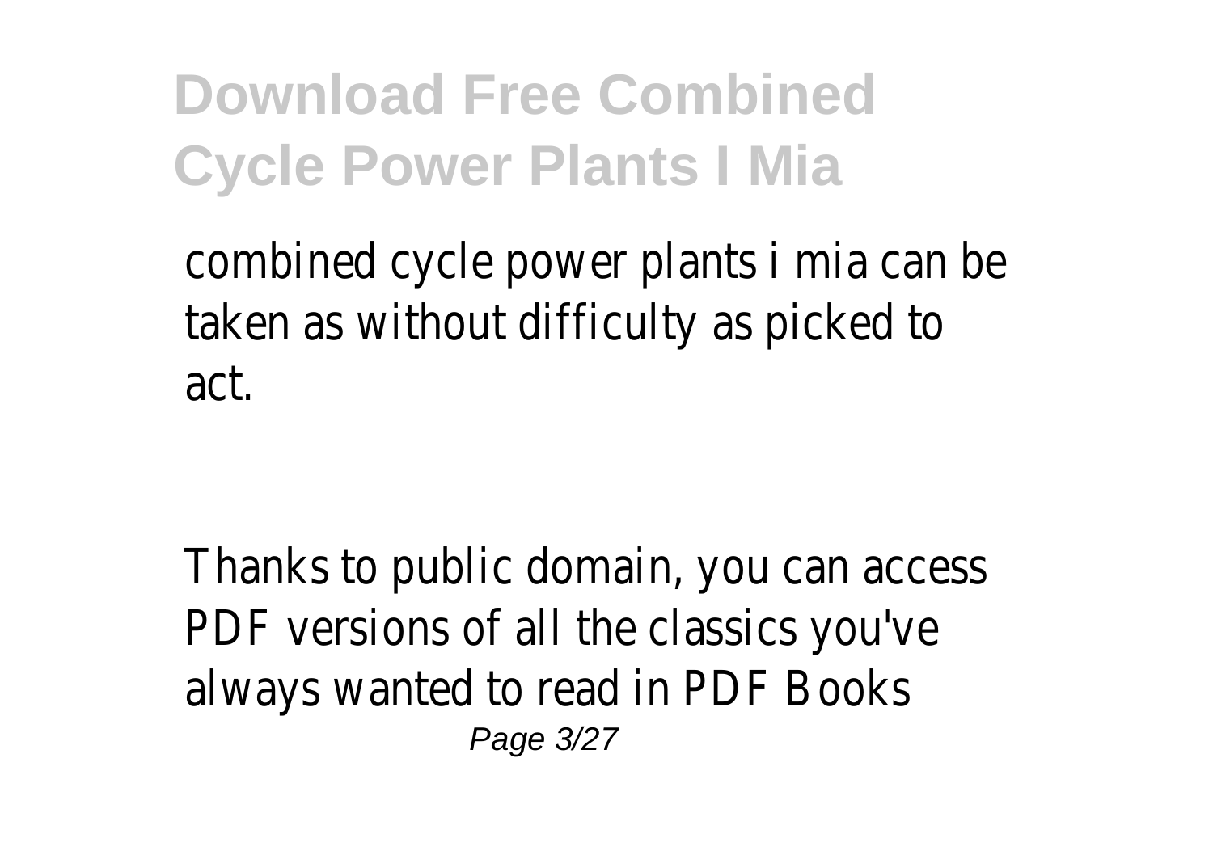combined cycle power plants i mia can be taken as without difficulty as picked to act.

Thanks to public domain, you can access PDF versions of all the classics you've always wanted to read in PDF Books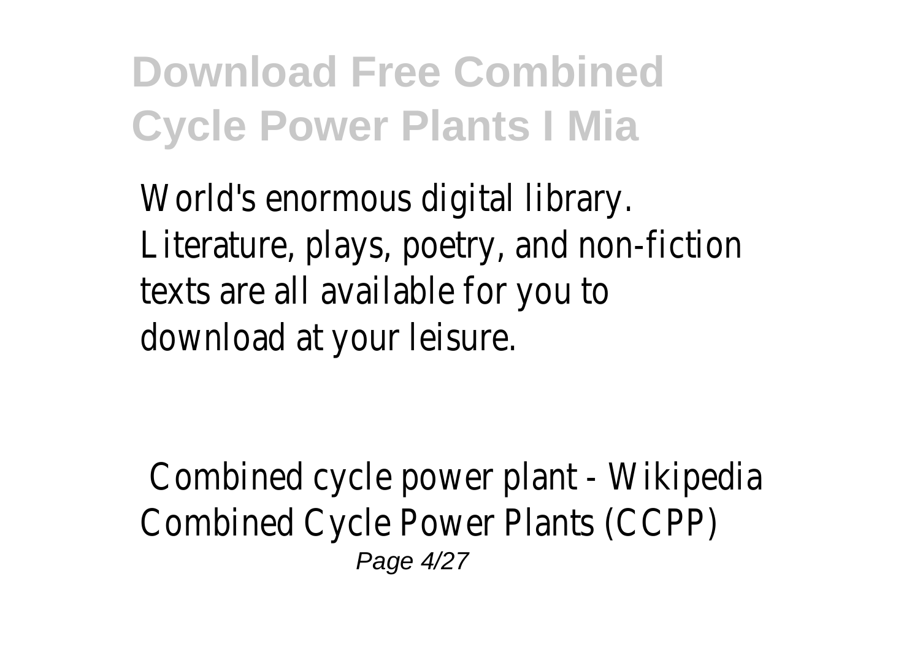World's enormous digital library. Literature, plays, poetry, and non-fiction texts are all available for you to download at your leisure.

Combined cycle power plant - Wikipedia
Combined Cycle Power Plants (CCPP)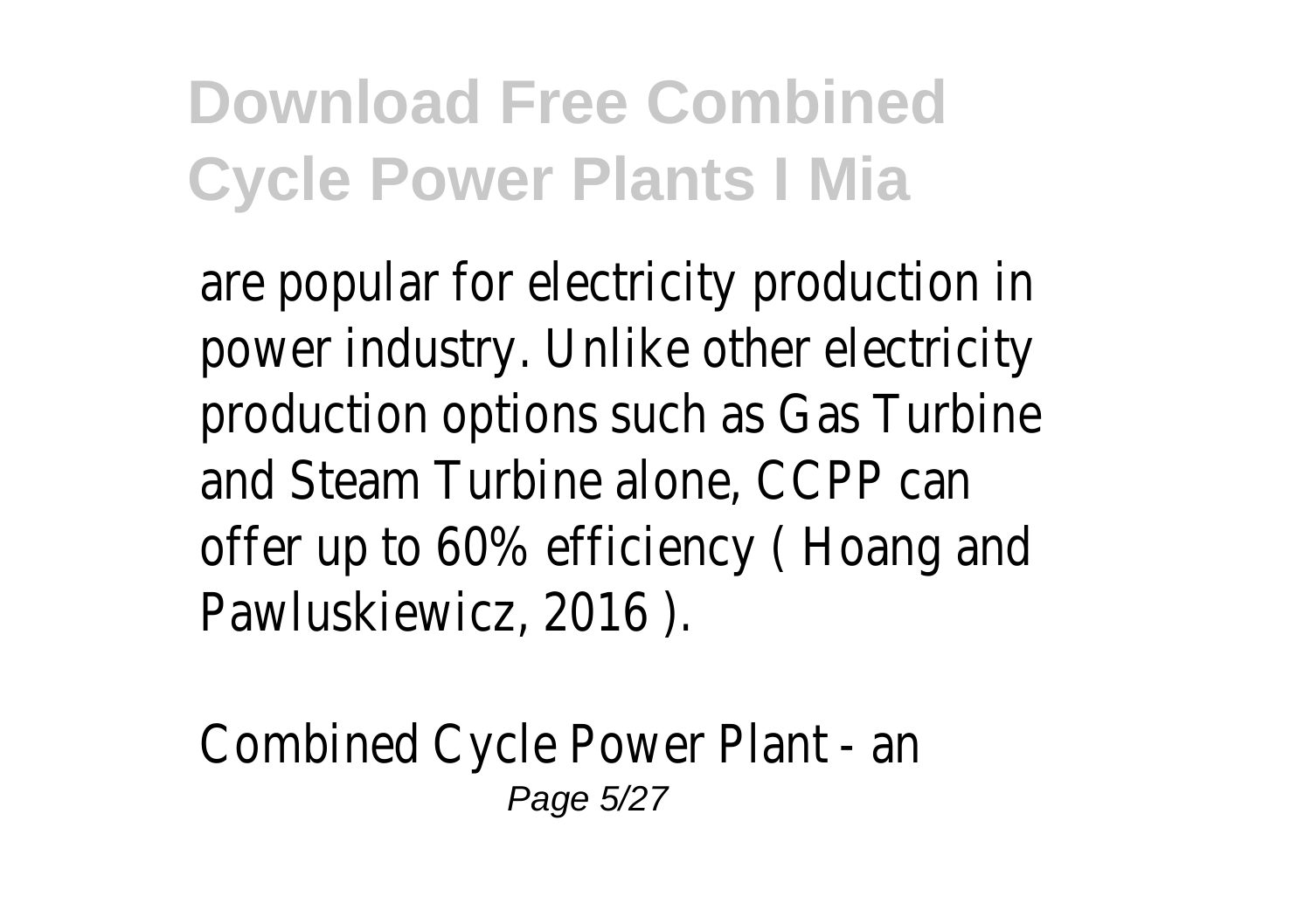# Download Free Combined Cycle Power Plants I Mia

are popular for electricity production in power industry. Unlike other electricity production options such as Gas Turbine and Steam Turbine alone, CCPP can offer up to 60% efficiency ( Hoang and Pawluskiewicz, 2016 ).

Combined Cycle Power Plant - an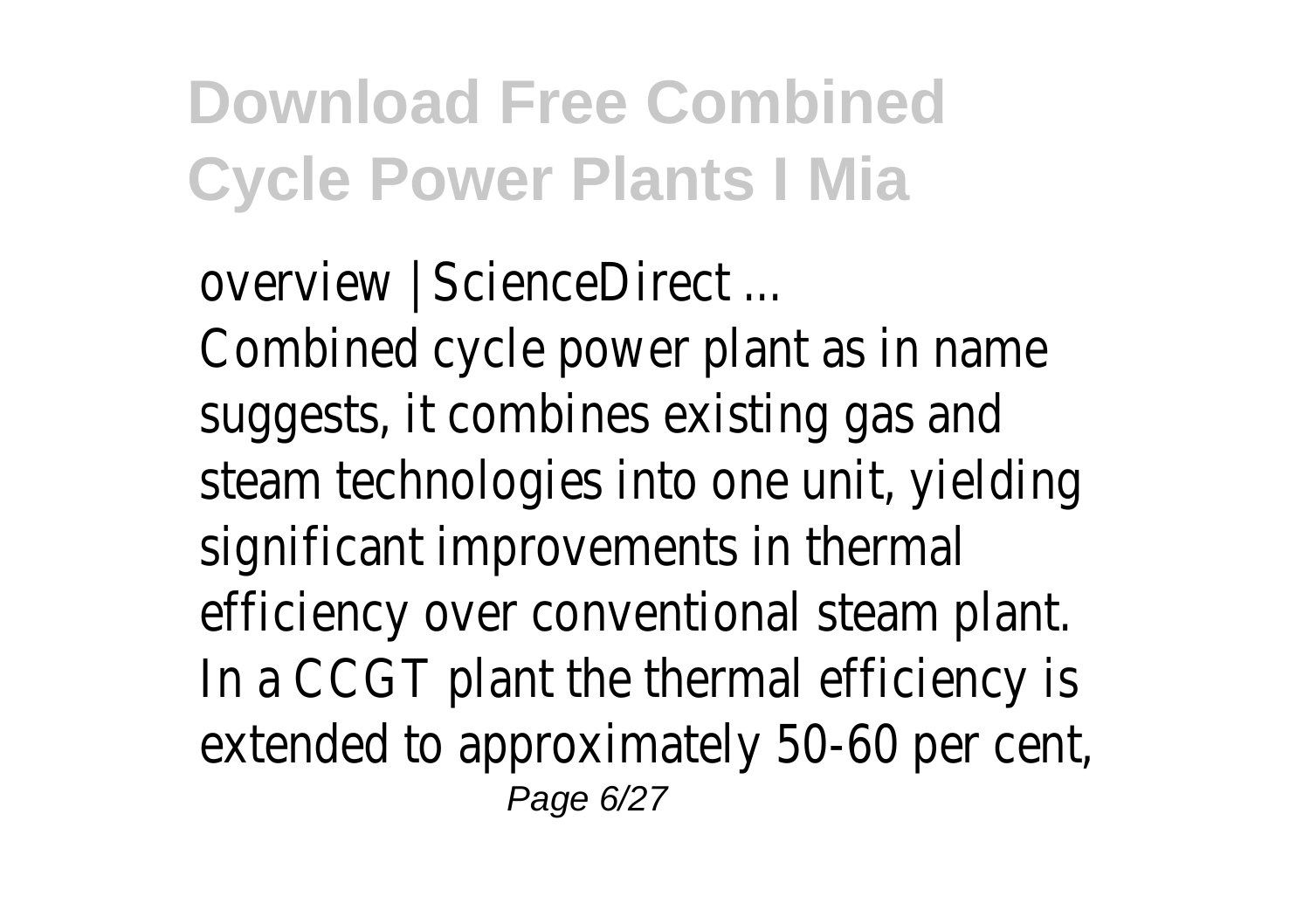# Download Free Combined Cycle Power Plants I Mia

overview | ScienceDirect ...

Combined cycle power plant as in name suggests, it combines existing gas and steam technologies into one unit, yielding significant improvements in thermal efficiency over conventional steam plant. In a CCGT plant the thermal efficiency is extended to approximately 50-60 per cent,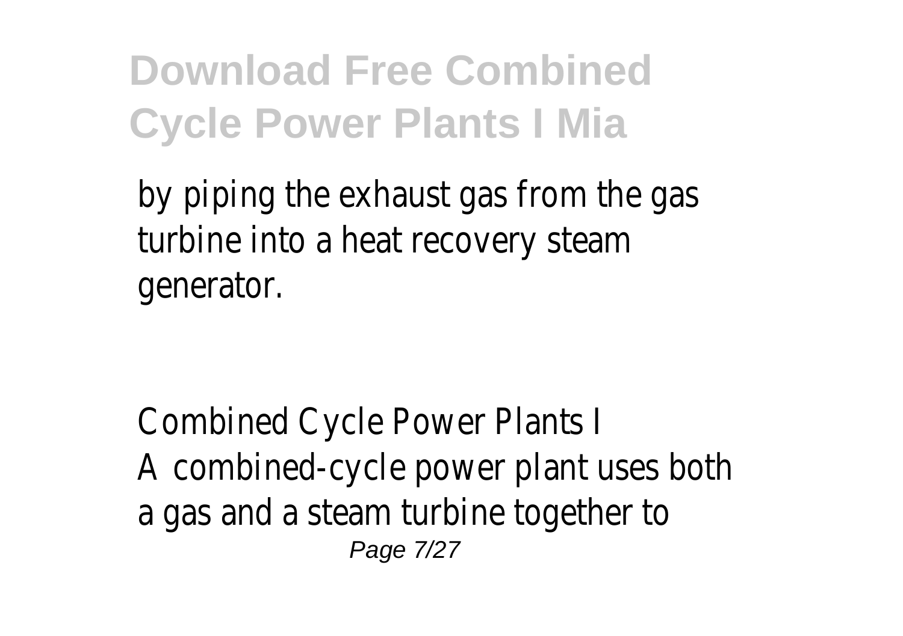by piping the exhaust gas from the gas turbine into a heat recovery steam generator.

Combined Cycle Power Plants I

A combined-cycle power plant uses both a gas and a steam turbine together to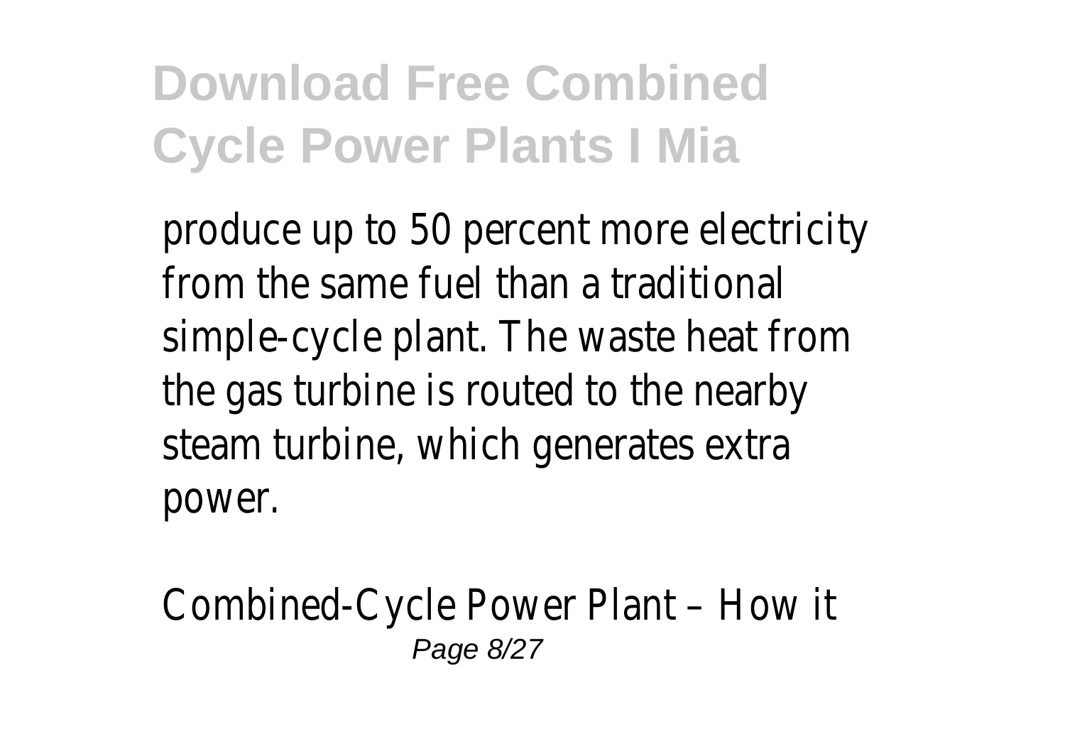produce up to 50 percent more electricity from the same fuel than a traditional simple-cycle plant. The waste heat from the gas turbine is routed to the nearby steam turbine, which generates extra power.

Combined-Cycle Power Plant – How it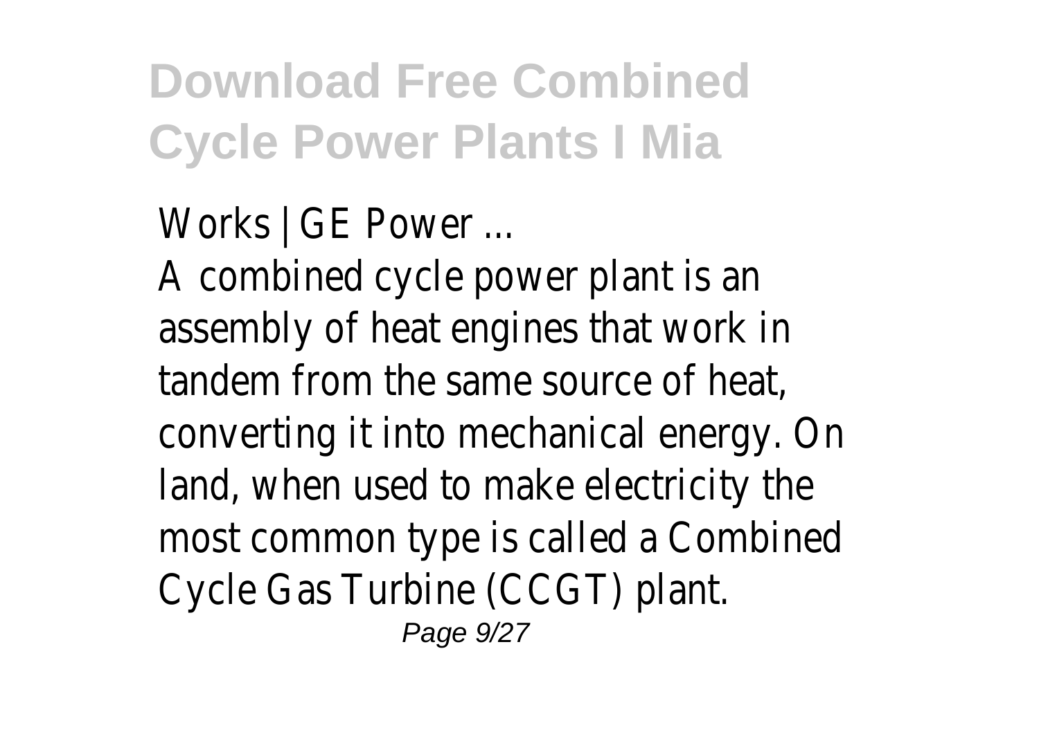Works | GE Power ...

A combined cycle power plant is an assembly of heat engines that work in tandem from the same source of heat, converting it into mechanical energy. On land, when used to make electricity the most common type is called a Combined Cycle Gas Turbine (CCGT) plant.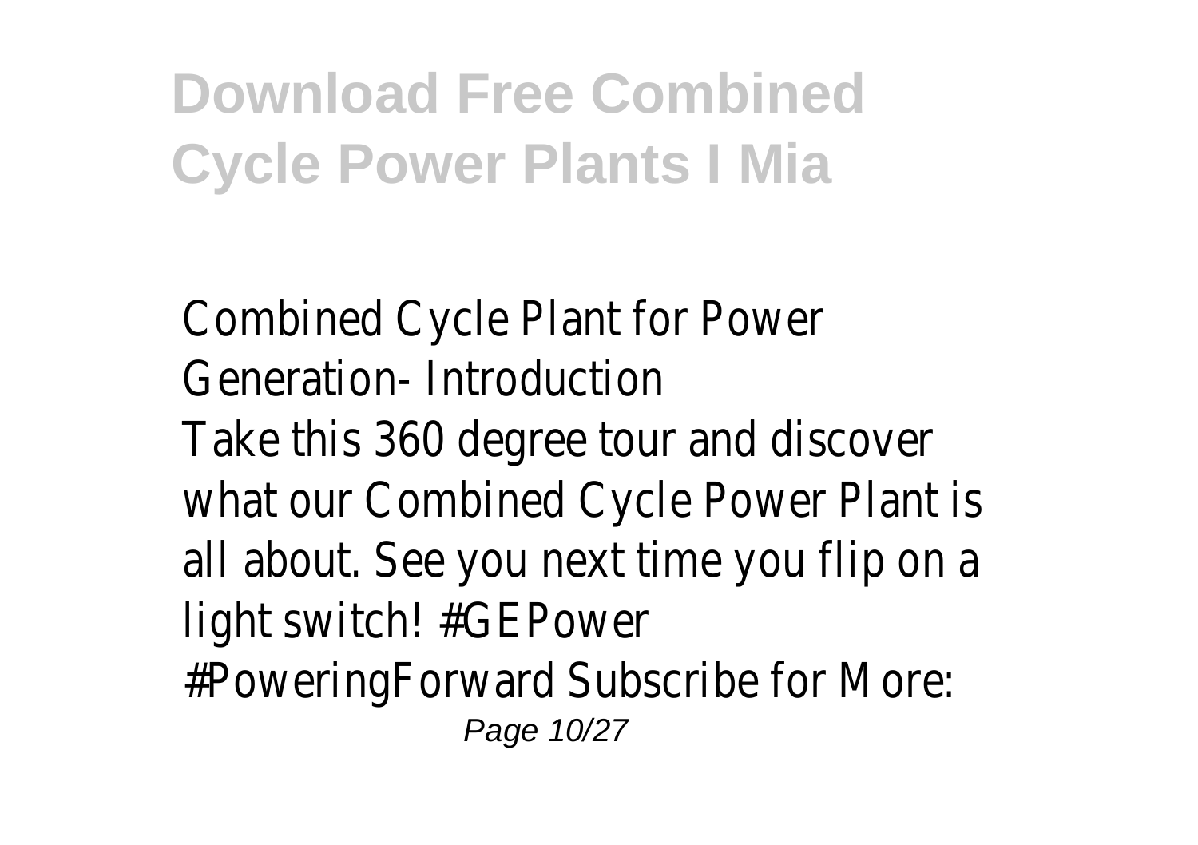Combined Cycle Plant for Power Generation- Introduction

Take this 360 degree tour and discover what our Combined Cycle Power Plant is all about. See you next time you flip on a light switch! #GEPower #PoweringForward Subscribe for More: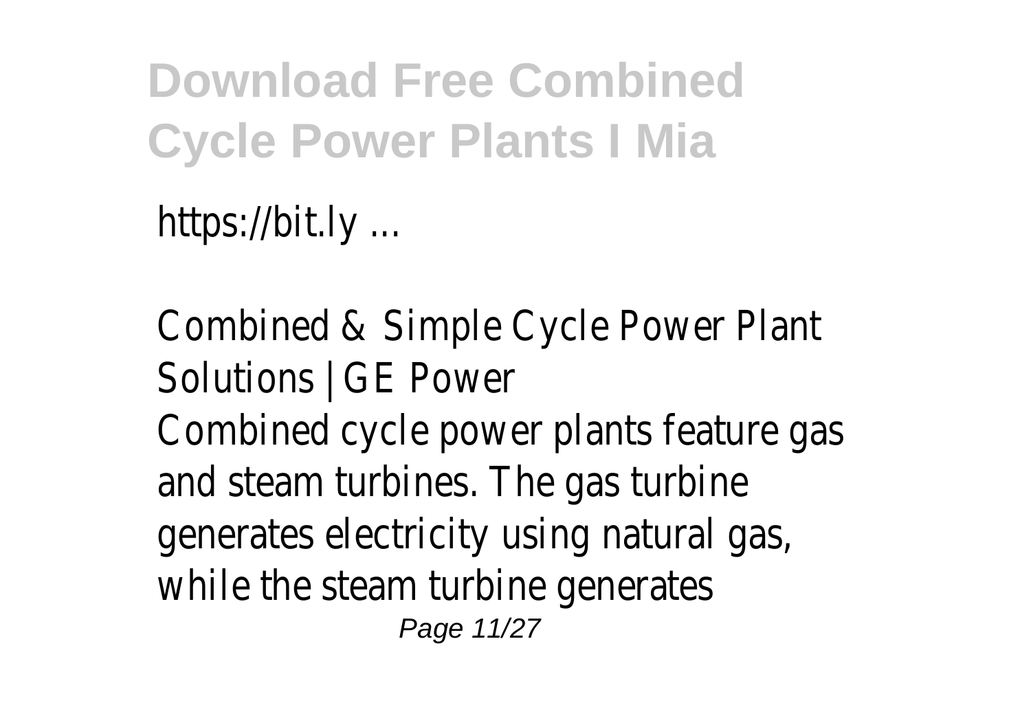https://bit.ly ...

Combined & Simple Cycle Power Plant Solutions | GE Power

Combined cycle power plants feature gas and steam turbines. The gas turbine generates electricity using natural gas, while the steam turbine generates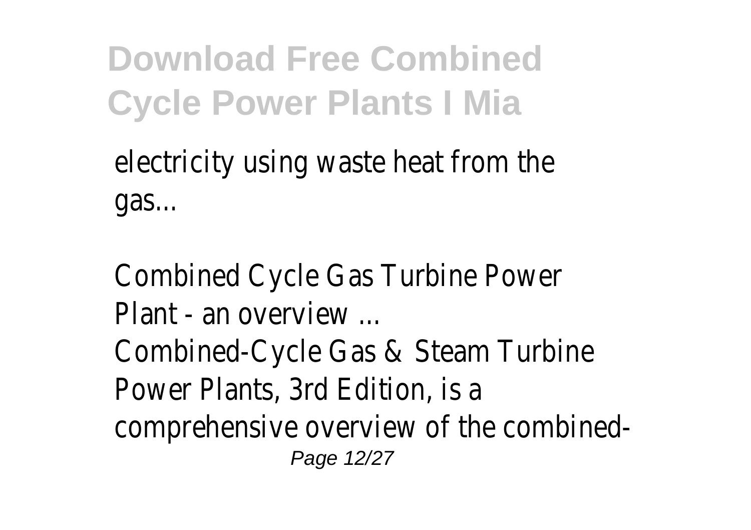electricity using waste heat from the gas...

Combined Cycle Gas Turbine Power Plant - an overview ...
Combined-Cycle Gas & Steam Turbine Power Plants, 3rd Edition, is a comprehensive overview of the combined-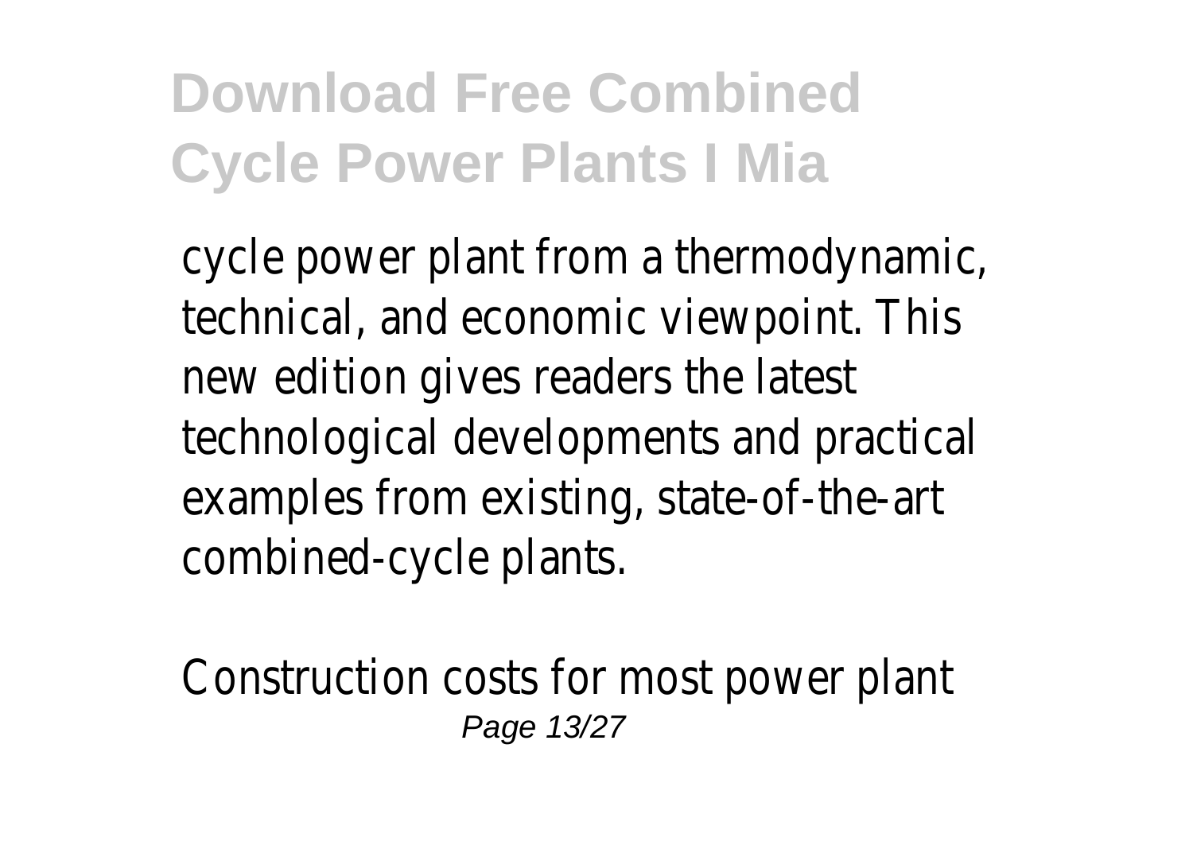cycle power plant from a thermodynamic, technical, and economic viewpoint. This new edition gives readers the latest technological developments and practical examples from existing, state-of-the-art combined-cycle plants.

Construction costs for most power plant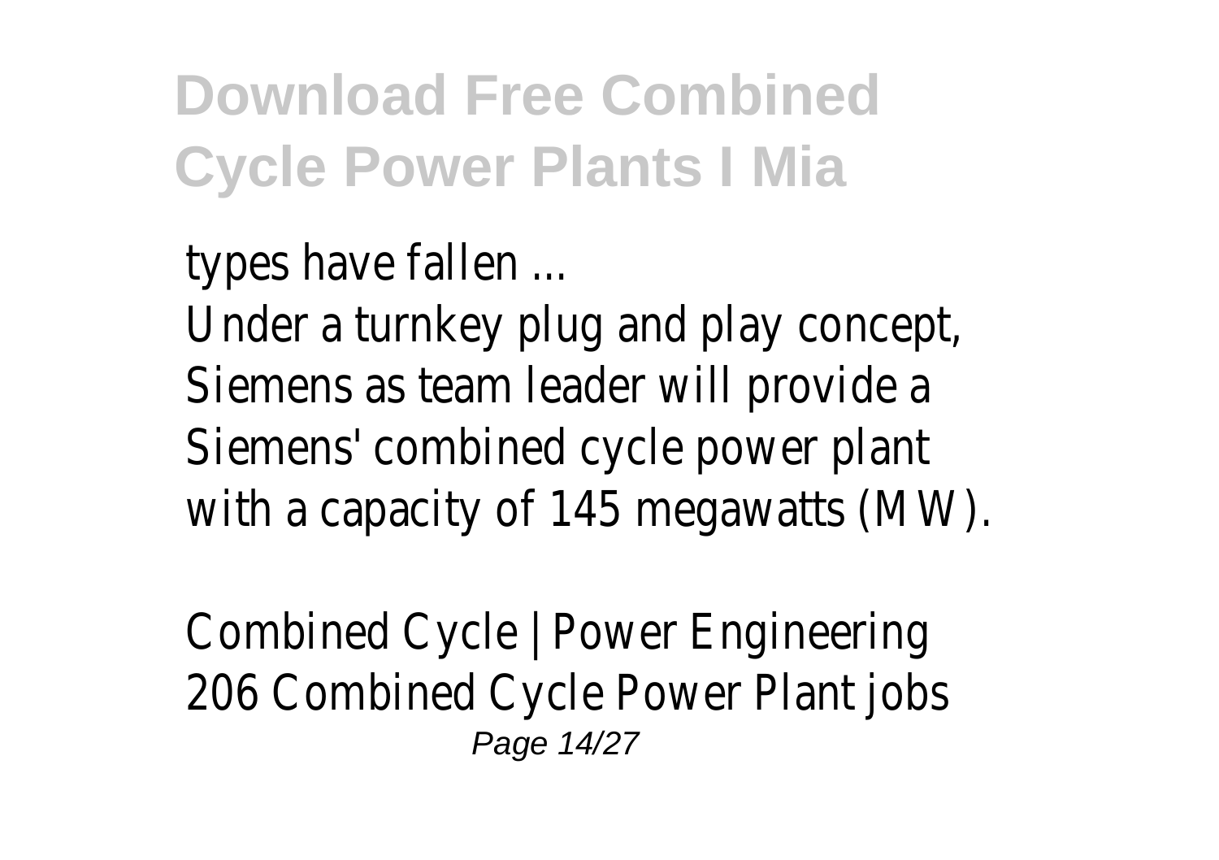types have fallen ...
Under a turnkey plug and play concept, Siemens as team leader will provide a Siemens' combined cycle power plant with a capacity of 145 megawatts (MW).

Combined Cycle | Power Engineering
206 Combined Cycle Power Plant jobs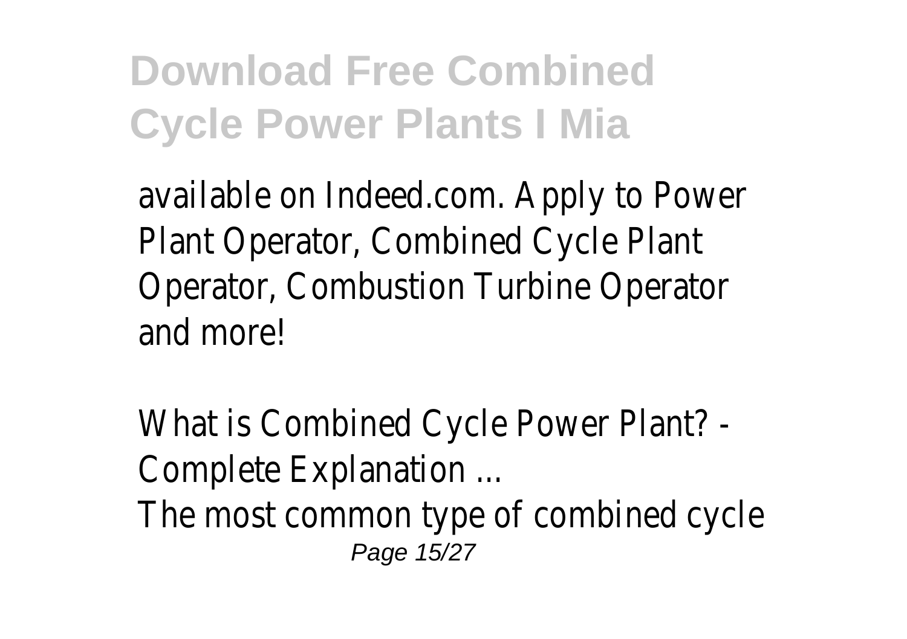available on Indeed.com. Apply to Power Plant Operator, Combined Cycle Plant Operator, Combustion Turbine Operator and more!

What is Combined Cycle Power Plant? - Complete Explanation ...

The most common type of combined cycle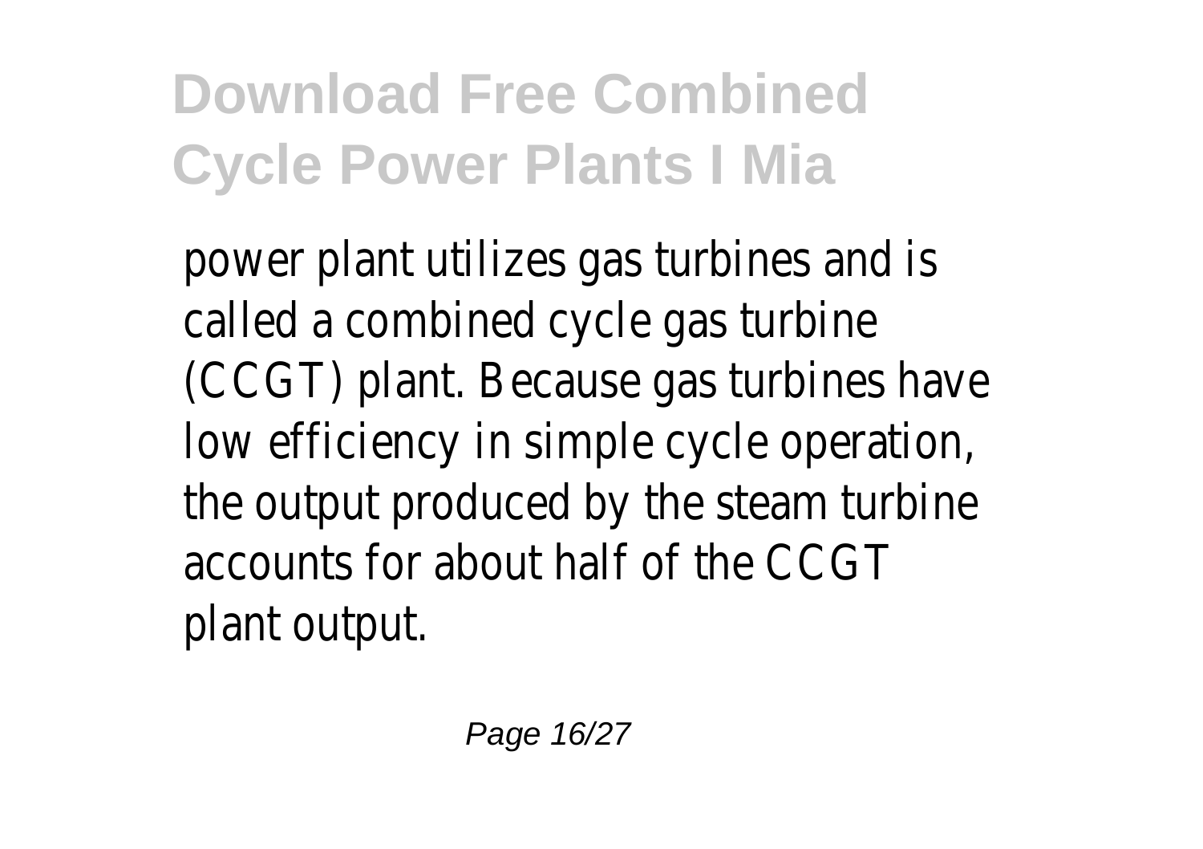power plant utilizes gas turbines and is called a combined cycle gas turbine (CCGT) plant. Because gas turbines have low efficiency in simple cycle operation, the output produced by the steam turbine accounts for about half of the CCGT plant output.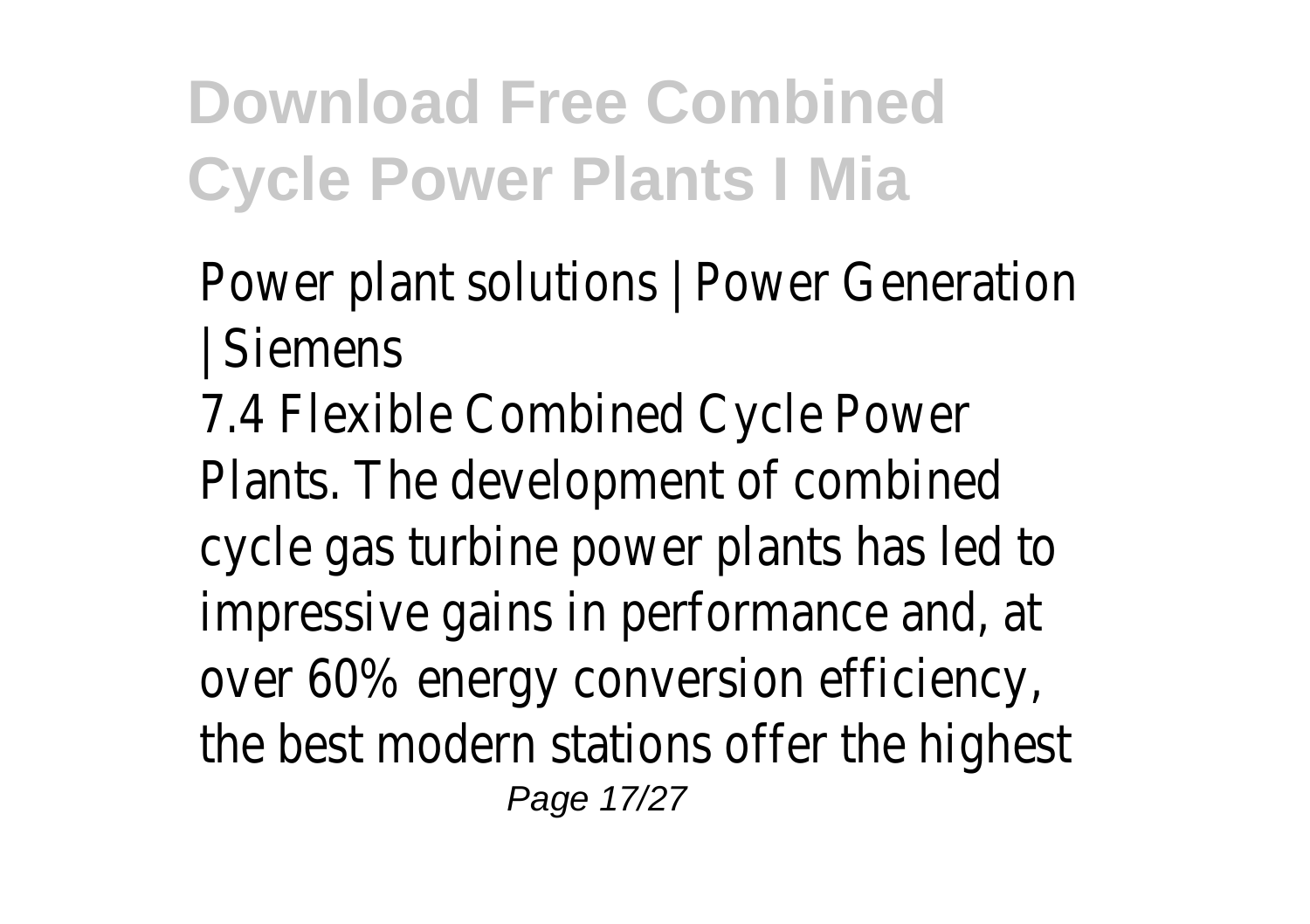# Download Free Combined Cycle Power Plants I Mia

Power plant solutions | Power Generation | Siemens

7.4 Flexible Combined Cycle Power Plants. The development of combined cycle gas turbine power plants has led to impressive gains in performance and, at over 60% energy conversion efficiency, the best modern stations offer the highest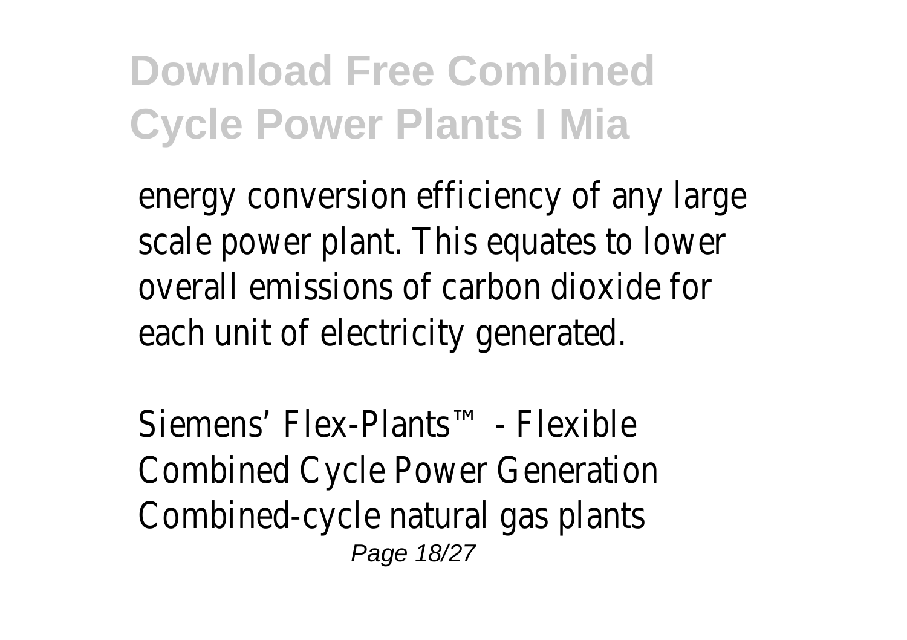energy conversion efficiency of any large scale power plant. This equates to lower overall emissions of carbon dioxide for each unit of electricity generated.

Siemens' Flex-Plants™ - Flexible Combined Cycle Power Generation
Combined-cycle natural gas plants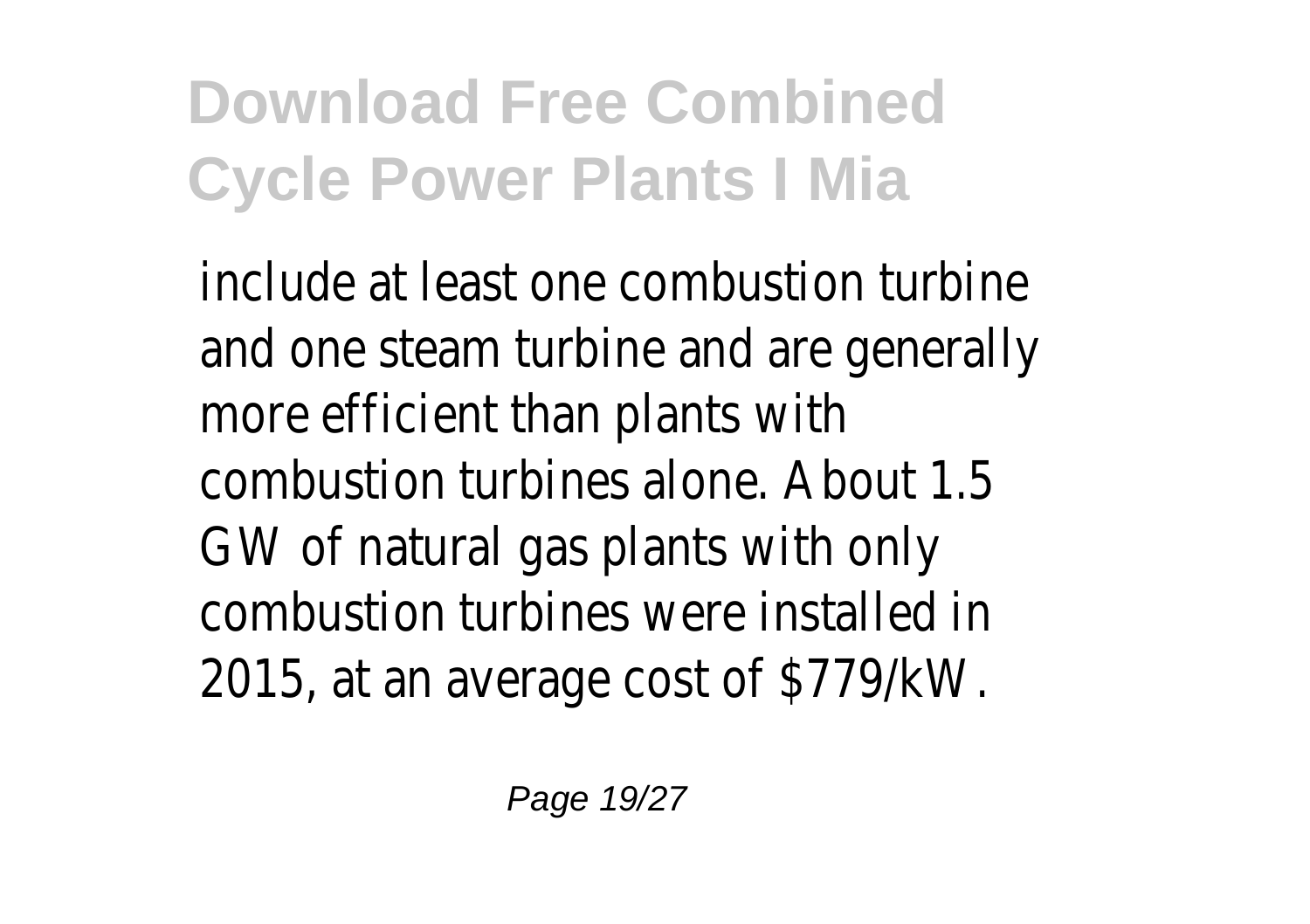include at least one combustion turbine and one steam turbine and are generally more efficient than plants with combustion turbines alone. About 1.5 GW of natural gas plants with only combustion turbines were installed in 2015, at an average cost of $779/kW.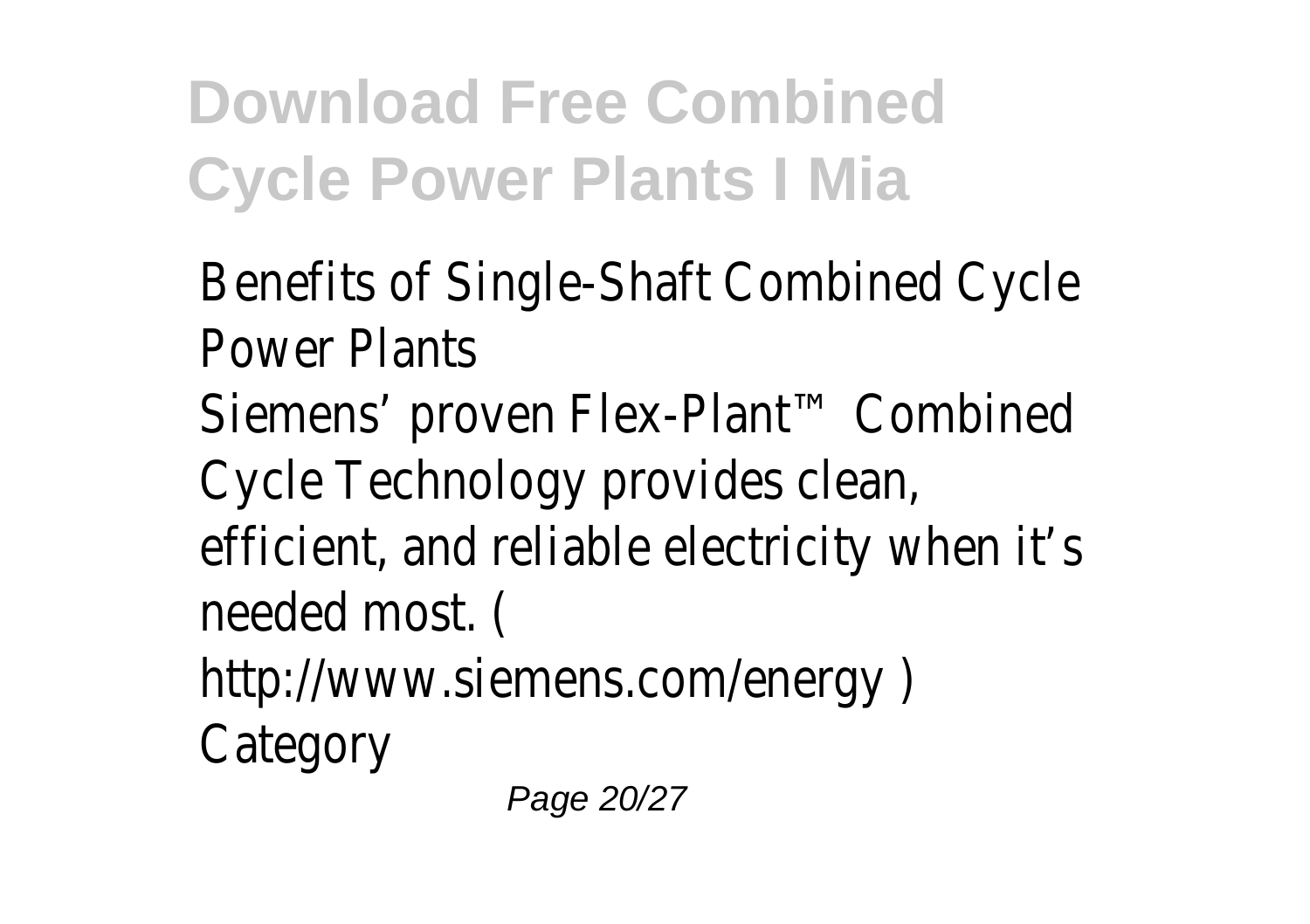Benefits of Single-Shaft Combined Cycle Power Plants

Siemens' proven Flex-Plant™ Combined Cycle Technology provides clean, efficient, and reliable electricity when it's needed most. ( http://www.siemens.com/energy )

Category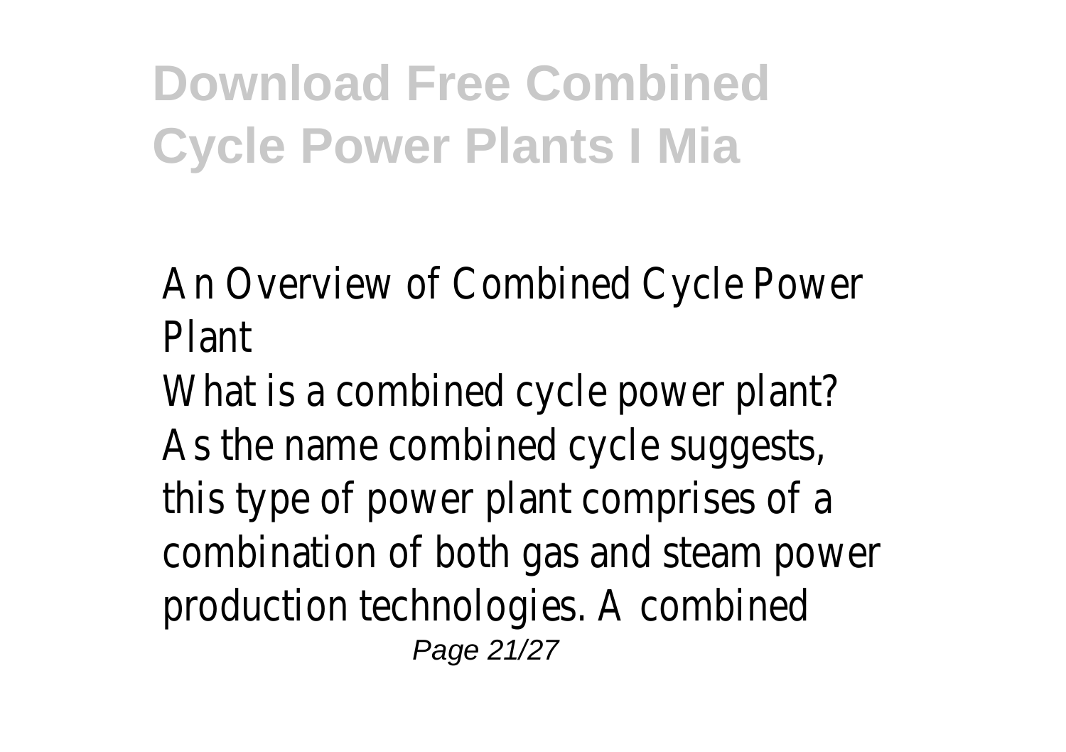# Download Free Combined Cycle Power Plants I Mia

An Overview of Combined Cycle Power Plant

What is a combined cycle power plant? As the name combined cycle suggests, this type of power plant comprises of a combination of both gas and steam power production technologies. A combined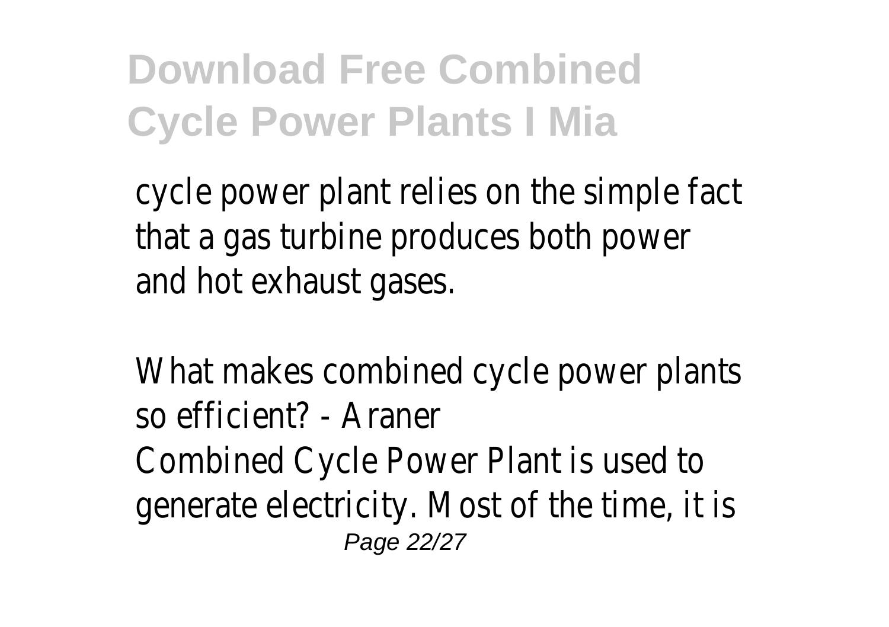cycle power plant relies on the simple fact that a gas turbine produces both power and hot exhaust gases.

What makes combined cycle power plants so efficient? - Araner

Combined Cycle Power Plant is used to generate electricity. Most of the time, it is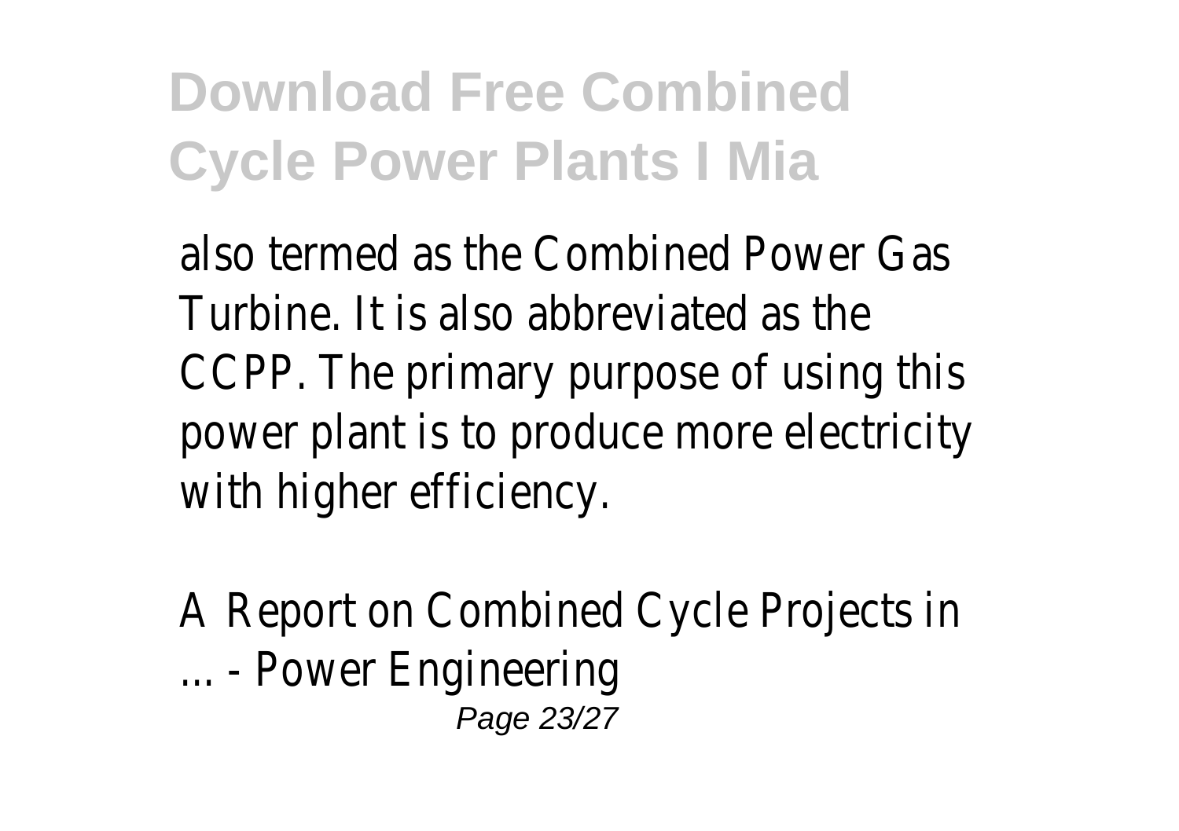also termed as the Combined Power Gas Turbine. It is also abbreviated as the CCPP. The primary purpose of using this power plant is to produce more electricity with higher efficiency.

A Report on Combined Cycle Projects in ... - Power Engineering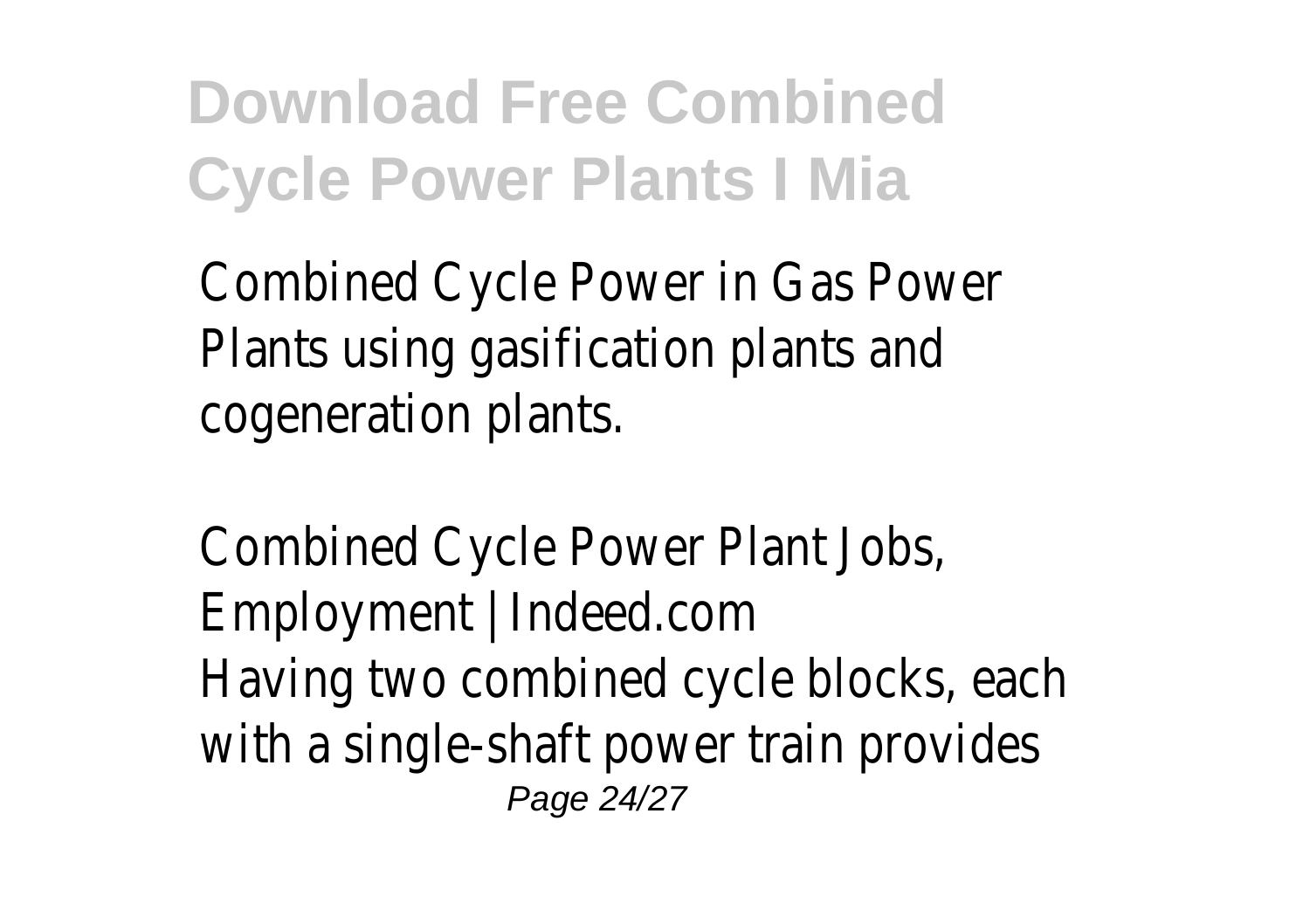Combined Cycle Power in Gas Power Plants using gasification plants and cogeneration plants.

Combined Cycle Power Plant Jobs, Employment | Indeed.com

Having two combined cycle blocks, each with a single-shaft power train provides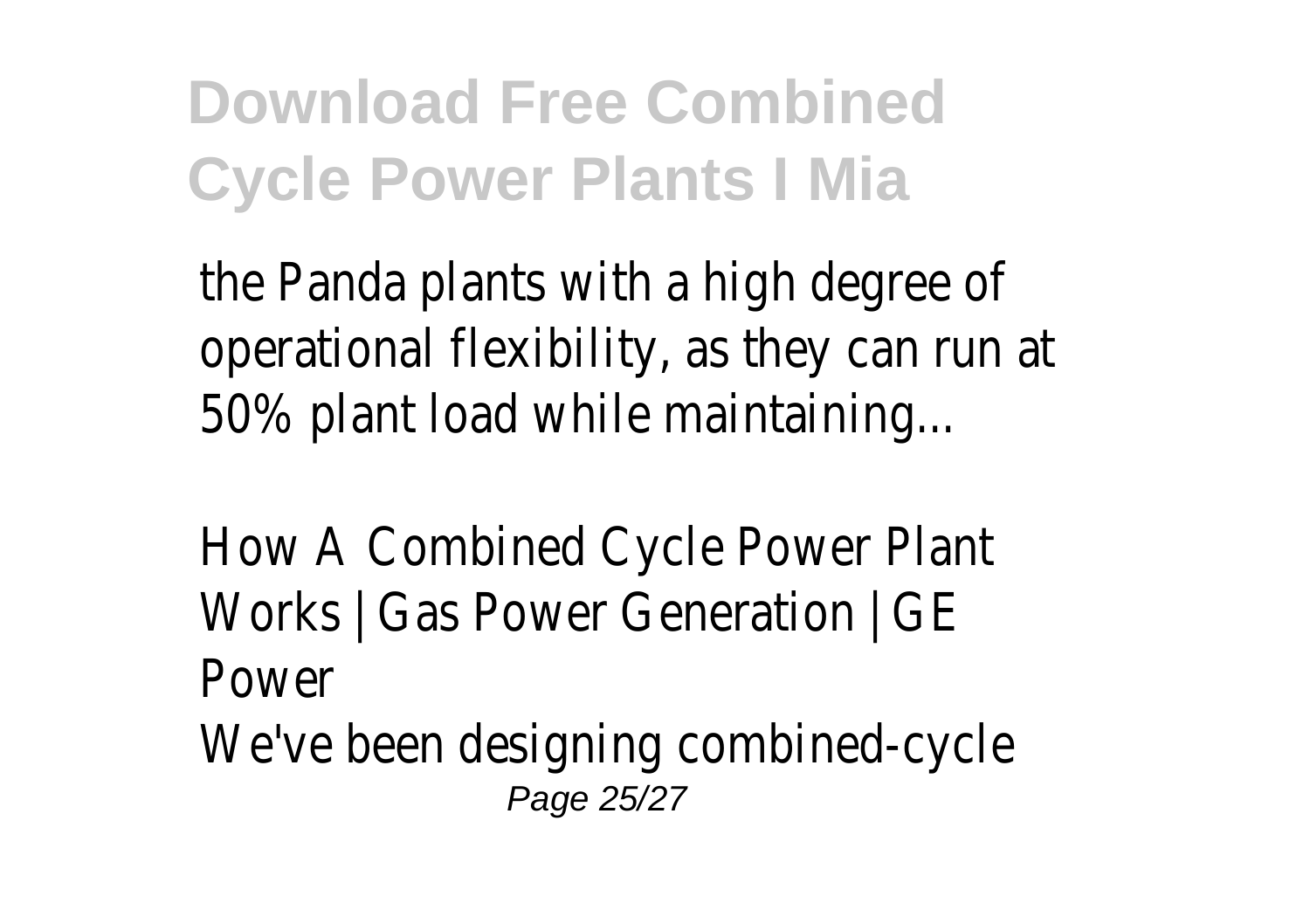the Panda plants with a high degree of operational flexibility, as they can run at 50% plant load while maintaining...

How A Combined Cycle Power Plant Works | Gas Power Generation | GE Power

We've been designing combined-cycle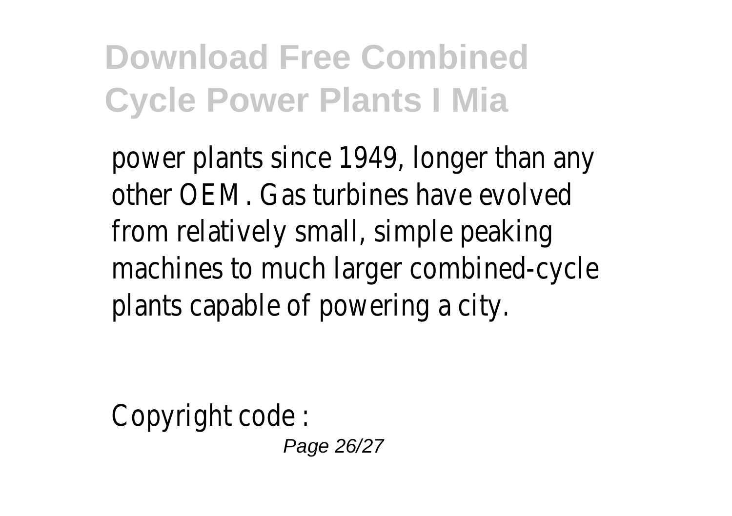# Download Free Combined Cycle Power Plants I Mia

power plants since 1949, longer than any other OEM. Gas turbines have evolved from relatively small, simple peaking machines to much larger combined-cycle plants capable of powering a city.

Copyright code :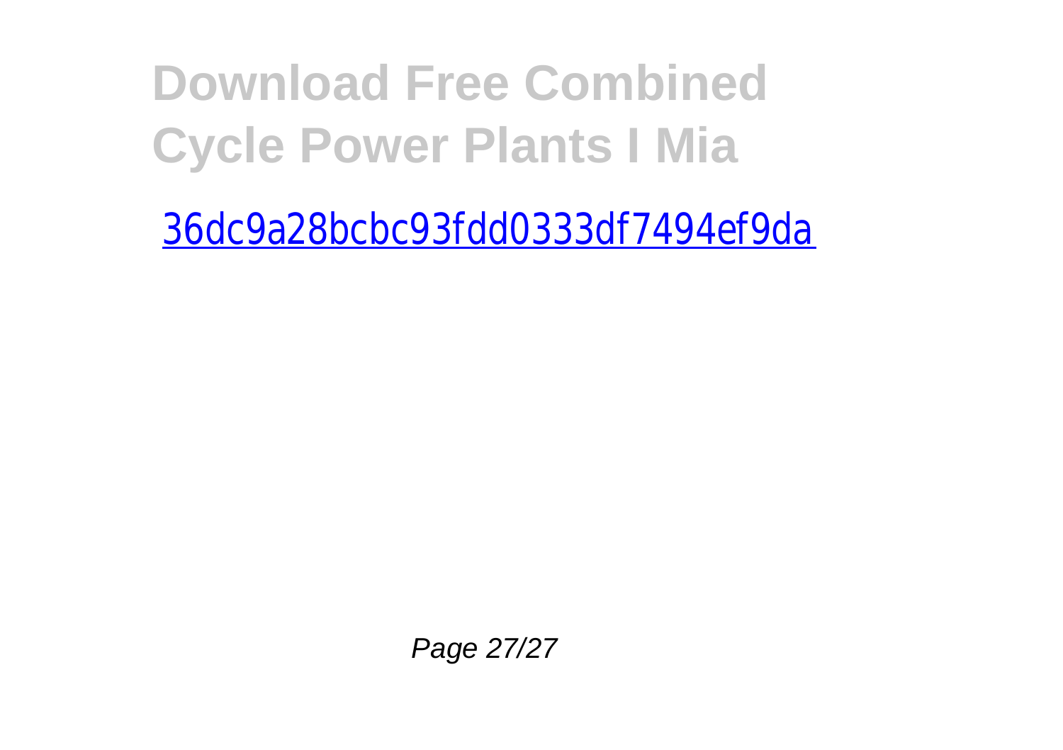36dc9a28bcbc93fdd0333df7494ef9da